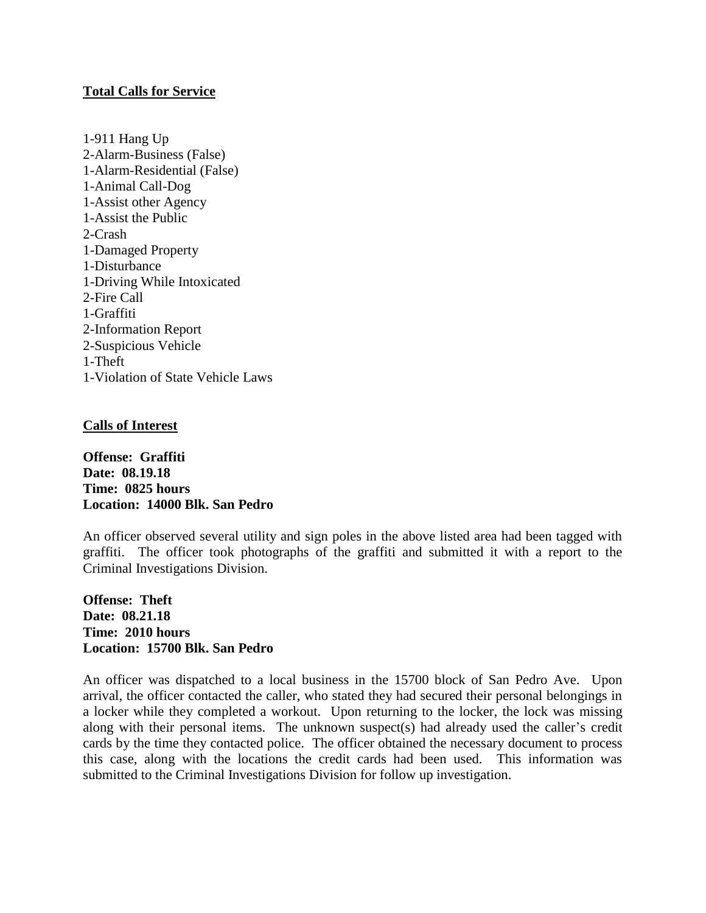**Total Calls for Service**

1-911 Hang Up
2-Alarm-Business (False)
1-Alarm-Residential (False)
1-Animal Call-Dog
1-Assist other Agency
1-Assist the Public
2-Crash
1-Damaged Property
1-Disturbance
1-Driving While Intoxicated
2-Fire Call
1-Graffiti
2-Information Report
2-Suspicious Vehicle
1-Theft
1-Violation of State Vehicle Laws

**Calls of Interest**

**Offense: Graffiti**
**Date: 08.19.18**
**Time: 0825 hours**
**Location: 14000 Blk. San Pedro**

An officer observed several utility and sign poles in the above listed area had been tagged with graffiti. The officer took photographs of the graffiti and submitted it with a report to the Criminal Investigations Division.

**Offense: Theft**
**Date: 08.21.18**
**Time: 2010 hours**
**Location: 15700 Blk. San Pedro**

An officer was dispatched to a local business in the 15700 block of San Pedro Ave. Upon arrival, the officer contacted the caller, who stated they had secured their personal belongings in a locker while they completed a workout. Upon returning to the locker, the lock was missing along with their personal items. The unknown suspect(s) had already used the caller's credit cards by the time they contacted police. The officer obtained the necessary document to process this case, along with the locations the credit cards had been used. This information was submitted to the Criminal Investigations Division for follow up investigation.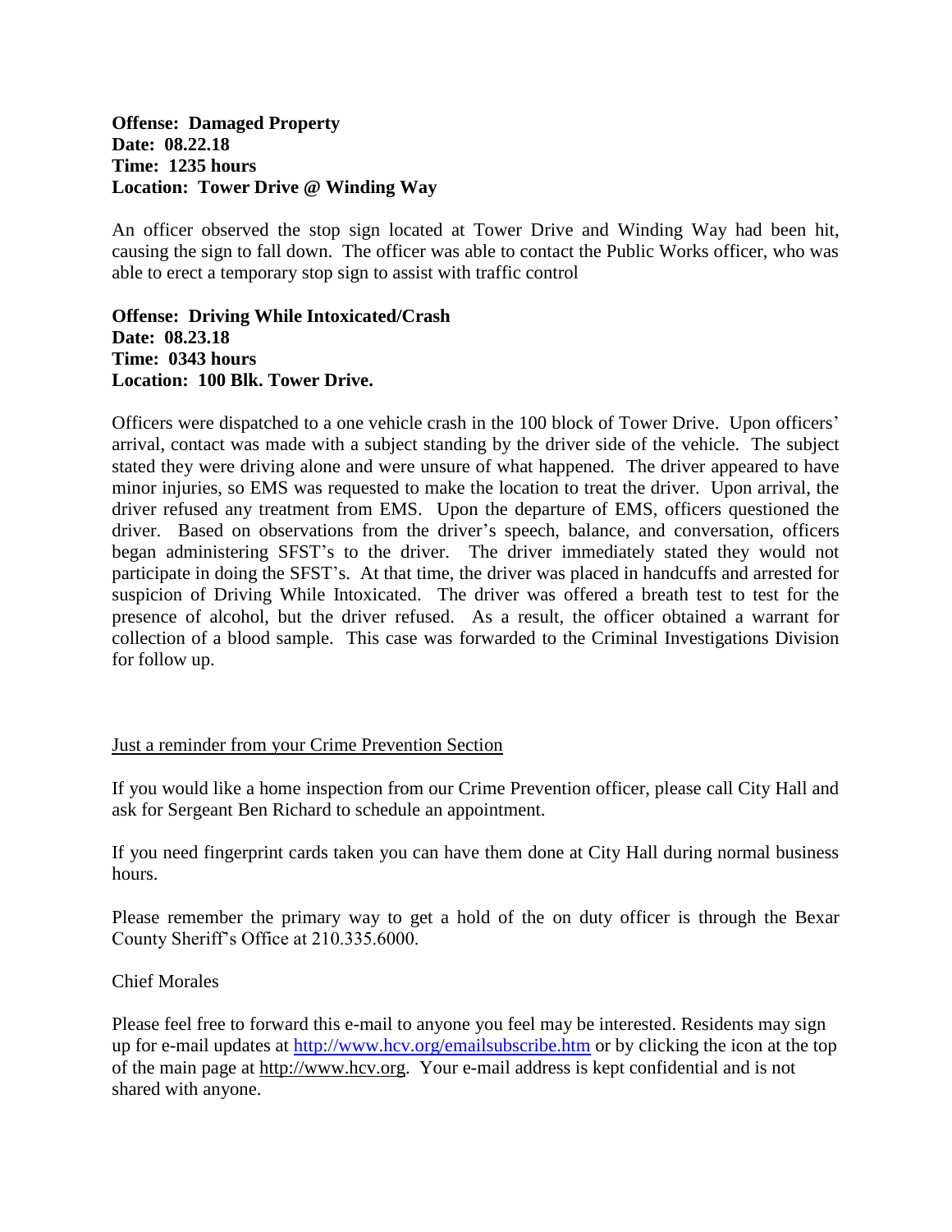**Offense: Damaged Property**
**Date: 08.22.18**
**Time: 1235 hours**
**Location: Tower Drive @ Winding Way**

An officer observed the stop sign located at Tower Drive and Winding Way had been hit, causing the sign to fall down. The officer was able to contact the Public Works officer, who was able to erect a temporary stop sign to assist with traffic control

**Offense: Driving While Intoxicated/Crash**
**Date: 08.23.18**
**Time: 0343 hours**
**Location: 100 Blk. Tower Drive.**

Officers were dispatched to a one vehicle crash in the 100 block of Tower Drive. Upon officers' arrival, contact was made with a subject standing by the driver side of the vehicle. The subject stated they were driving alone and were unsure of what happened. The driver appeared to have minor injuries, so EMS was requested to make the location to treat the driver. Upon arrival, the driver refused any treatment from EMS. Upon the departure of EMS, officers questioned the driver. Based on observations from the driver's speech, balance, and conversation, officers began administering SFST's to the driver. The driver immediately stated they would not participate in doing the SFST's. At that time, the driver was placed in handcuffs and arrested for suspicion of Driving While Intoxicated. The driver was offered a breath test to test for the presence of alcohol, but the driver refused. As a result, the officer obtained a warrant for collection of a blood sample. This case was forwarded to the Criminal Investigations Division for follow up.

Just a reminder from your Crime Prevention Section

If you would like a home inspection from our Crime Prevention officer, please call City Hall and ask for Sergeant Ben Richard to schedule an appointment.

If you need fingerprint cards taken you can have them done at City Hall during normal business hours.

Please remember the primary way to get a hold of the on duty officer is through the Bexar County Sheriff's Office at 210.335.6000.

Chief Morales

Please feel free to forward this e-mail to anyone you feel may be interested. Residents may sign up for e-mail updates at http://www.hcv.org/emailsubscribe.htm or by clicking the icon at the top of the main page at http://www.hcv.org. Your e-mail address is kept confidential and is not shared with anyone.